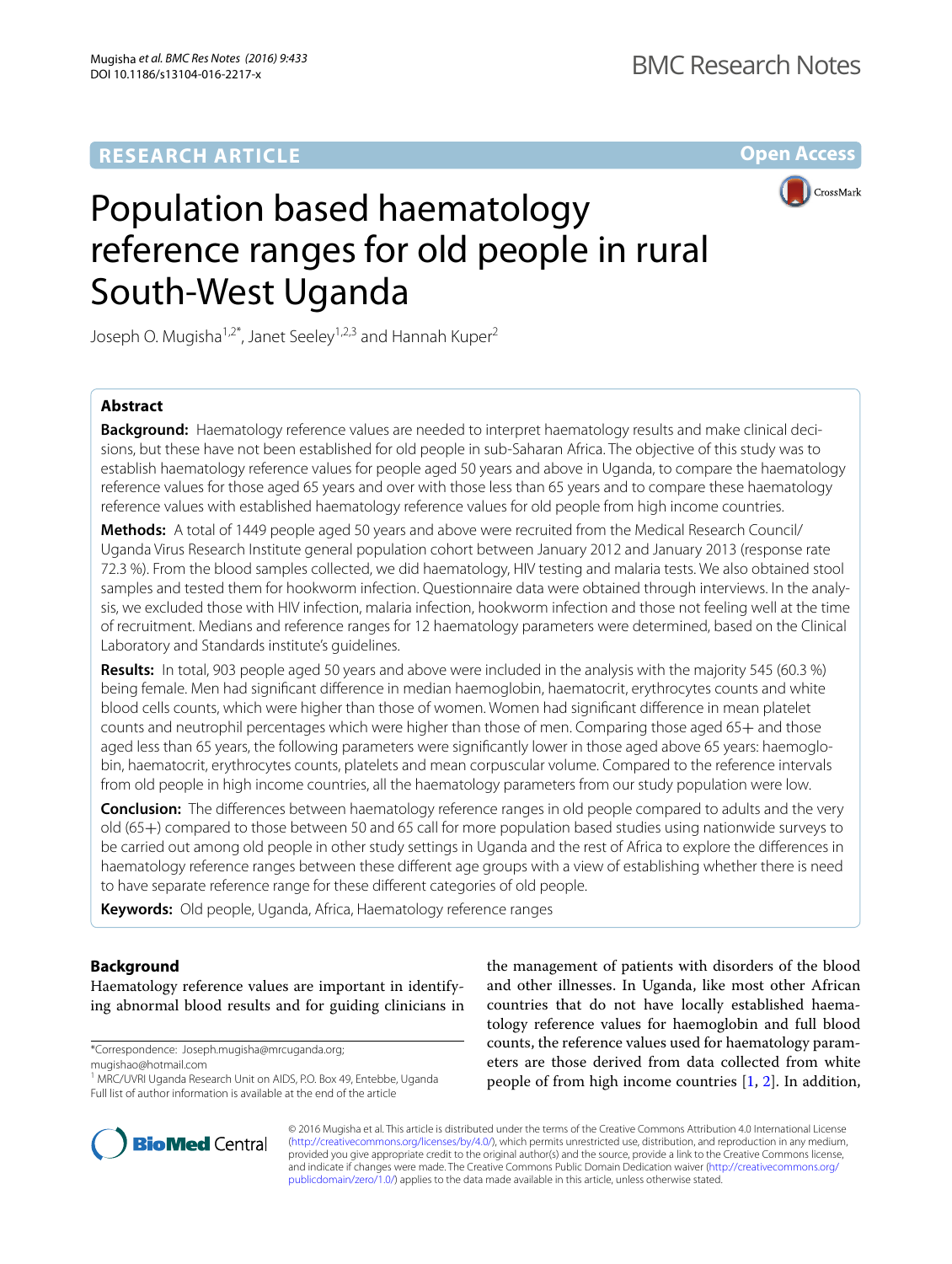# Population based haematology reference ranges for old people in rural South-West Uganda

Joseph O. Mugisha[1,2*], Janet Seeley[1,2,3] and Hannah Kuper[2]

## Abstract

**Background:** Haematology reference values are needed to interpret haematology results and make clinical decisions, but these have not been established for old people in sub-Saharan Africa. The objective of this study was to establish haematology reference values for people aged 50 years and above in Uganda, to compare the haematology reference values for those aged 65 years and over with those less than 65 years and to compare these haematology reference values with established haematology reference values for old people from high income countries.

**Methods:** A total of 1449 people aged 50 years and above were recruited from the Medical Research Council/ Uganda Virus Research Institute general population cohort between January 2012 and January 2013 (response rate 72.3 %). From the blood samples collected, we did haematology, HIV testing and malaria tests. We also obtained stool samples and tested them for hookworm infection. Questionnaire data were obtained through interviews. In the analysis, we excluded those with HIV infection, malaria infection, hookworm infection and those not feeling well at the time of recruitment. Medians and reference ranges for 12 haematology parameters were determined, based on the Clinical Laboratory and Standards institute's guidelines.

**Results:** In total, 903 people aged 50 years and above were included in the analysis with the majority 545 (60.3 %) being female. Men had significant difference in median haemoglobin, haematocrit, erythrocytes counts and white blood cells counts, which were higher than those of women. Women had significant difference in mean platelet counts and neutrophil percentages which were higher than those of men. Comparing those aged 65+ and those aged less than 65 years, the following parameters were significantly lower in those aged above 65 years: haemoglobin, haematocrit, erythrocytes counts, platelets and mean corpuscular volume. Compared to the reference intervals from old people in high income countries, all the haematology parameters from our study population were low.

**Conclusion:** The differences between haematology reference ranges in old people compared to adults and the very old (65+) compared to those between 50 and 65 call for more population based studies using nationwide surveys to be carried out among old people in other study settings in Uganda and the rest of Africa to explore the differences in haematology reference ranges between these different age groups with a view of establishing whether there is need to have separate reference range for these different categories of old people.

**Keywords:** Old people, Uganda, Africa, Haematology reference ranges

## Background

Haematology reference values are important in identifying abnormal blood results and for guiding clinicians in the management of patients with disorders of the blood and other illnesses. In Uganda, like most other African countries that do not have locally established haematology reference values for haemoglobin and full blood counts, the reference values used for haematology parameters are those derived from data collected from white people of from high income countries [1, 2]. In addition,

*Correspondence: Joseph.mugisha@mrcuganda.org; mugishao@hotmail.com

[1] MRC/UVRI Uganda Research Unit on AIDS, P.O. Box 49, Entebbe, Uganda

Full list of author information is available at the end of the article

© 2016 Mugisha et al. This article is distributed under the terms of the Creative Commons Attribution 4.0 International License (http://creativecommons.org/licenses/by/4.0/), which permits unrestricted use, distribution, and reproduction in any medium, provided you give appropriate credit to the original author(s) and the source, provide a link to the Creative Commons license, and indicate if changes were made. The Creative Commons Public Domain Dedication waiver (http://creativecommons.org/publicdomain/zero/1.0/) applies to the data made available in this article, unless otherwise stated.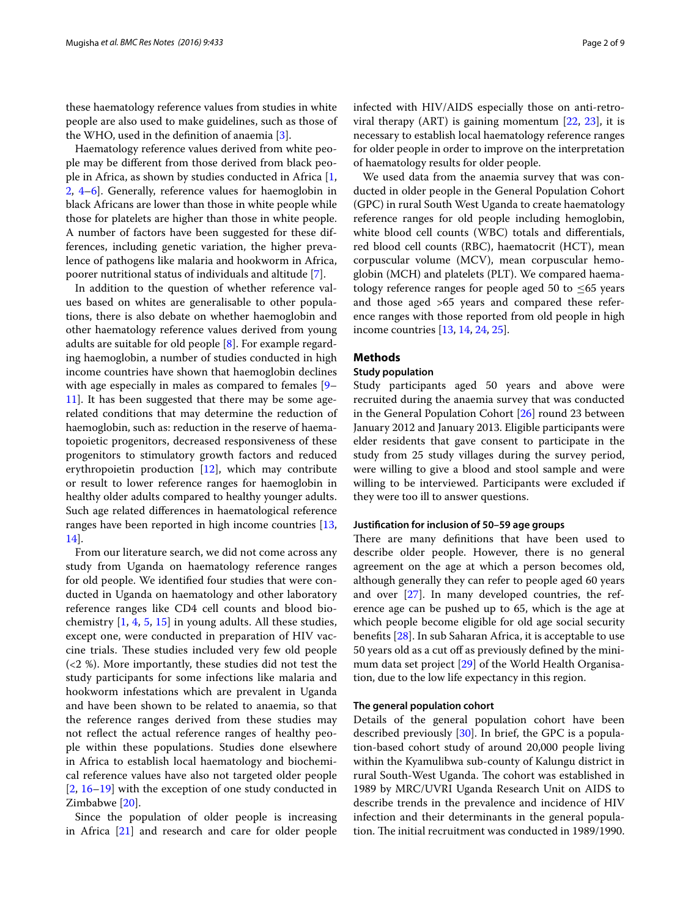these haematology reference values from studies in white people are also used to make guidelines, such as those of the WHO, used in the definition of anaemia [3].

Haematology reference values derived from white people may be different from those derived from black people in Africa, as shown by studies conducted in Africa [1, 2, 4–6]. Generally, reference values for haemoglobin in black Africans are lower than those in white people while those for platelets are higher than those in white people. A number of factors have been suggested for these differences, including genetic variation, the higher prevalence of pathogens like malaria and hookworm in Africa, poorer nutritional status of individuals and altitude [7].

In addition to the question of whether reference values based on whites are generalisable to other populations, there is also debate on whether haemoglobin and other haematology reference values derived from young adults are suitable for old people [8]. For example regarding haemoglobin, a number of studies conducted in high income countries have shown that haemoglobin declines with age especially in males as compared to females [9–11]. It has been suggested that there may be some age-related conditions that may determine the reduction of haemoglobin, such as: reduction in the reserve of haematopoietic progenitors, decreased responsiveness of these progenitors to stimulatory growth factors and reduced erythropoietin production [12], which may contribute or result to lower reference ranges for haemoglobin in healthy older adults compared to healthy younger adults. Such age related differences in haematological reference ranges have been reported in high income countries [13, 14].

From our literature search, we did not come across any study from Uganda on haematology reference ranges for old people. We identified four studies that were conducted in Uganda on haematology and other laboratory reference ranges like CD4 cell counts and blood biochemistry [1, 4, 5, 15] in young adults. All these studies, except one, were conducted in preparation of HIV vaccine trials. These studies included very few old people (<2 %). More importantly, these studies did not test the study participants for some infections like malaria and hookworm infestations which are prevalent in Uganda and have been shown to be related to anaemia, so that the reference ranges derived from these studies may not reflect the actual reference ranges of healthy people within these populations. Studies done elsewhere in Africa to establish local haematology and biochemical reference values have also not targeted older people [2, 16–19] with the exception of one study conducted in Zimbabwe [20].

Since the population of older people is increasing in Africa [21] and research and care for older people infected with HIV/AIDS especially those on anti-retroviral therapy (ART) is gaining momentum [22, 23], it is necessary to establish local haematology reference ranges for older people in order to improve on the interpretation of haematology results for older people.

We used data from the anaemia survey that was conducted in older people in the General Population Cohort (GPC) in rural South West Uganda to create haematology reference ranges for old people including hemoglobin, white blood cell counts (WBC) totals and differentials, red blood cell counts (RBC), haematocrit (HCT), mean corpuscular volume (MCV), mean corpuscular haemoglobin (MCH) and platelets (PLT). We compared haematology reference ranges for people aged 50 to ≤65 years and those aged >65 years and compared these reference ranges with those reported from old people in high income countries [13, 14, 24, 25].

## Methods

### Study population

Study participants aged 50 years and above were recruited during the anaemia survey that was conducted in the General Population Cohort [26] round 23 between January 2012 and January 2013. Eligible participants were elder residents that gave consent to participate in the study from 25 study villages during the survey period, were willing to give a blood and stool sample and were willing to be interviewed. Participants were excluded if they were too ill to answer questions.

#### Justification for inclusion of 50–59 age groups

There are many definitions that have been used to describe older people. However, there is no general agreement on the age at which a person becomes old, although generally they can refer to people aged 60 years and over [27]. In many developed countries, the reference age can be pushed up to 65, which is the age at which people become eligible for old age social security benefits [28]. In sub Saharan Africa, it is acceptable to use 50 years old as a cut off as previously defined by the minimum data set project [29] of the World Health Organisation, due to the low life expectancy in this region.

#### The general population cohort

Details of the general population cohort have been described previously [30]. In brief, the GPC is a population-based cohort study of around 20,000 people living within the Kyamulibwa sub-county of Kalungu district in rural South-West Uganda. The cohort was established in 1989 by MRC/UVRI Uganda Research Unit on AIDS to describe trends in the prevalence and incidence of HIV infection and their determinants in the general population. The initial recruitment was conducted in 1989/1990.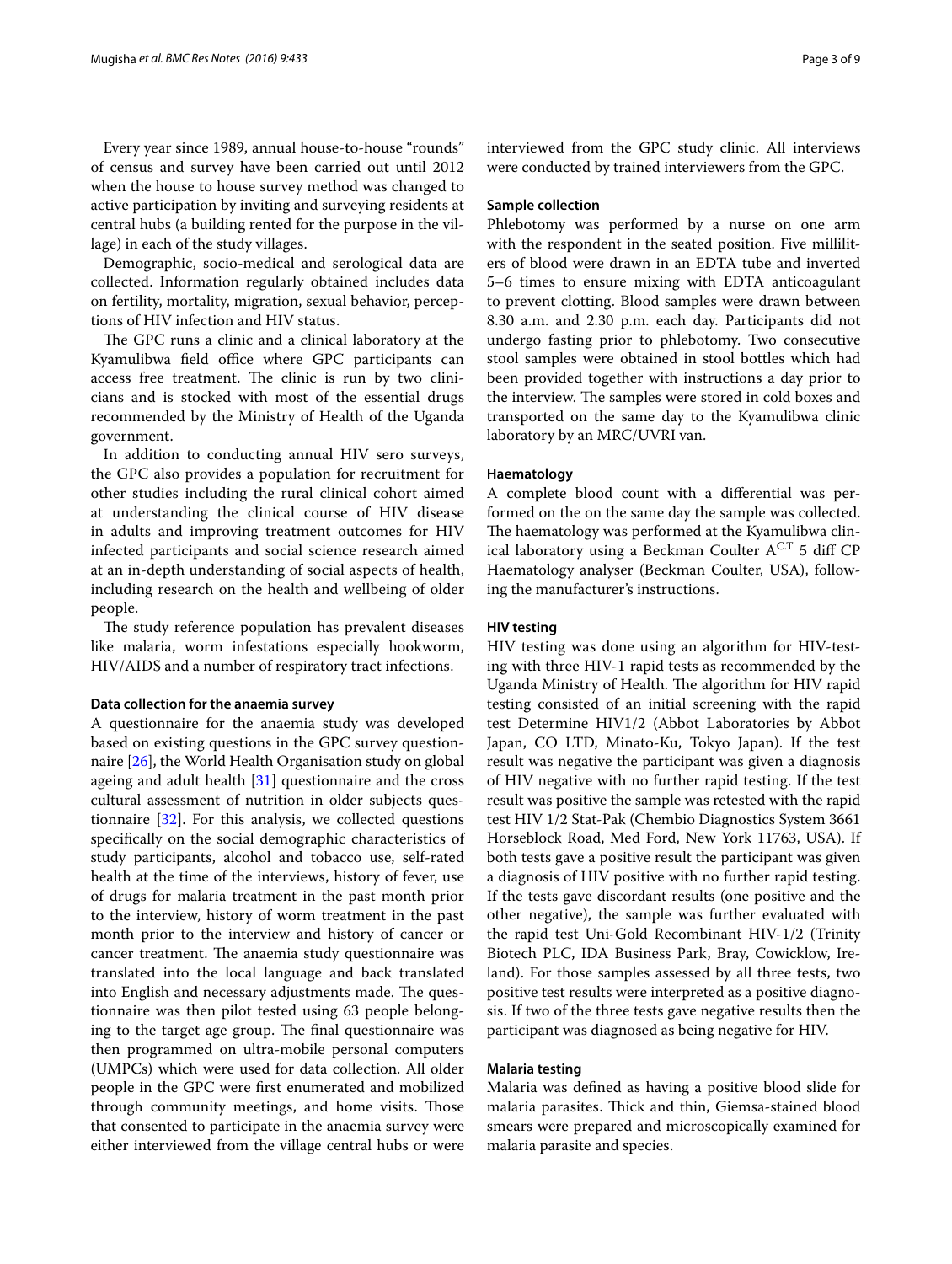Every year since 1989, annual house-to-house "rounds" of census and survey have been carried out until 2012 when the house to house survey method was changed to active participation by inviting and surveying residents at central hubs (a building rented for the purpose in the village) in each of the study villages.

Demographic, socio-medical and serological data are collected. Information regularly obtained includes data on fertility, mortality, migration, sexual behavior, perceptions of HIV infection and HIV status.

The GPC runs a clinic and a clinical laboratory at the Kyamulibwa field office where GPC participants can access free treatment. The clinic is run by two clinicians and is stocked with most of the essential drugs recommended by the Ministry of Health of the Uganda government.

In addition to conducting annual HIV sero surveys, the GPC also provides a population for recruitment for other studies including the rural clinical cohort aimed at understanding the clinical course of HIV disease in adults and improving treatment outcomes for HIV infected participants and social science research aimed at an in-depth understanding of social aspects of health, including research on the health and wellbeing of older people.

The study reference population has prevalent diseases like malaria, worm infestations especially hookworm, HIV/AIDS and a number of respiratory tract infections.

#### Data collection for the anaemia survey

A questionnaire for the anaemia study was developed based on existing questions in the GPC survey questionnaire [26], the World Health Organisation study on global ageing and adult health [31] questionnaire and the cross cultural assessment of nutrition in older subjects questionnaire [32]. For this analysis, we collected questions specifically on the social demographic characteristics of study participants, alcohol and tobacco use, self-rated health at the time of the interviews, history of fever, use of drugs for malaria treatment in the past month prior to the interview, history of worm treatment in the past month prior to the interview and history of cancer or cancer treatment. The anaemia study questionnaire was translated into the local language and back translated into English and necessary adjustments made. The questionnaire was then pilot tested using 63 people belonging to the target age group. The final questionnaire was then programmed on ultra-mobile personal computers (UMPCs) which were used for data collection. All older people in the GPC were first enumerated and mobilized through community meetings, and home visits. Those that consented to participate in the anaemia survey were either interviewed from the village central hubs or were interviewed from the GPC study clinic. All interviews were conducted by trained interviewers from the GPC.

#### Sample collection

Phlebotomy was performed by a nurse on one arm with the respondent in the seated position. Five milliliters of blood were drawn in an EDTA tube and inverted 5–6 times to ensure mixing with EDTA anticoagulant to prevent clotting. Blood samples were drawn between 8.30 a.m. and 2.30 p.m. each day. Participants did not undergo fasting prior to phlebotomy. Two consecutive stool samples were obtained in stool bottles which had been provided together with instructions a day prior to the interview. The samples were stored in cold boxes and transported on the same day to the Kyamulibwa clinic laboratory by an MRC/UVRI van.

#### Haematology

A complete blood count with a differential was performed on the on the same day the sample was collected. The haematology was performed at the Kyamulibwa clinical laboratory using a Beckman Coulter A$^{C.T}$ 5 diff CP Haematology analyser (Beckman Coulter, USA), following the manufacturer's instructions.

#### HIV testing

HIV testing was done using an algorithm for HIV-testing with three HIV-1 rapid tests as recommended by the Uganda Ministry of Health. The algorithm for HIV rapid testing consisted of an initial screening with the rapid test Determine HIV1/2 (Abbot Laboratories by Abbot Japan, CO LTD, Minato-Ku, Tokyo Japan). If the test result was negative the participant was given a diagnosis of HIV negative with no further rapid testing. If the test result was positive the sample was retested with the rapid test HIV 1/2 Stat-Pak (Chembio Diagnostics System 3661 Horseblock Road, Med Ford, New York 11763, USA). If both tests gave a positive result the participant was given a diagnosis of HIV positive with no further rapid testing. If the tests gave discordant results (one positive and the other negative), the sample was further evaluated with the rapid test Uni-Gold Recombinant HIV-1/2 (Trinity Biotech PLC, IDA Business Park, Bray, Cowicklow, Ireland). For those samples assessed by all three tests, two positive test results were interpreted as a positive diagnosis. If two of the three tests gave negative results then the participant was diagnosed as being negative for HIV.

#### Malaria testing

Malaria was defined as having a positive blood slide for malaria parasites. Thick and thin, Giemsa-stained blood smears were prepared and microscopically examined for malaria parasite and species.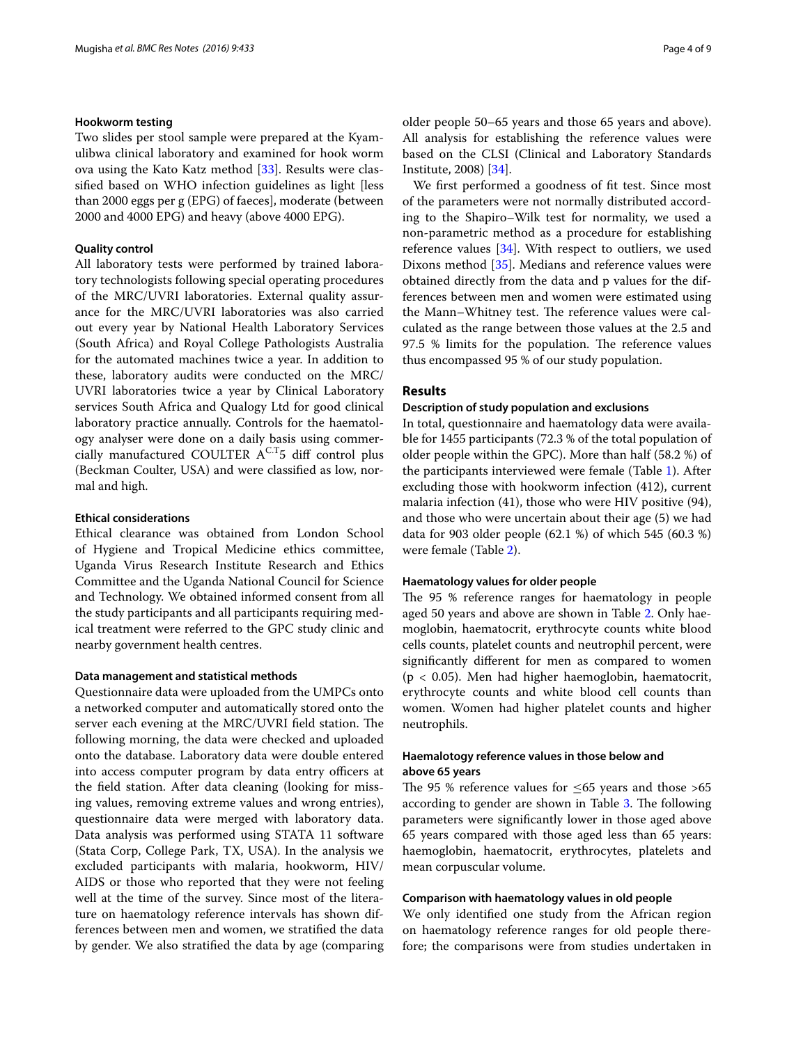#### Hookworm testing

Two slides per stool sample were prepared at the Kyamulibwa clinical laboratory and examined for hook worm ova using the Kato Katz method [33]. Results were classified based on WHO infection guidelines as light [less than 2000 eggs per g (EPG) of faeces], moderate (between 2000 and 4000 EPG) and heavy (above 4000 EPG).

#### Quality control

All laboratory tests were performed by trained laboratory technologists following special operating procedures of the MRC/UVRI laboratories. External quality assurance for the MRC/UVRI laboratories was also carried out every year by National Health Laboratory Services (South Africa) and Royal College Pathologists Australia for the automated machines twice a year. In addition to these, laboratory audits were conducted on the MRC/UVRI laboratories twice a year by Clinical Laboratory services South Africa and Qualogy Ltd for good clinical laboratory practice annually. Controls for the haematology analyser were done on a daily basis using commercially manufactured COULTER $A^{C.T}$5 diff control plus (Beckman Coulter, USA) and were classified as low, normal and high.

#### Ethical considerations

Ethical clearance was obtained from London School of Hygiene and Tropical Medicine ethics committee, Uganda Virus Research Institute Research and Ethics Committee and the Uganda National Council for Science and Technology. We obtained informed consent from all the study participants and all participants requiring medical treatment were referred to the GPC study clinic and nearby government health centres.

#### Data management and statistical methods

Questionnaire data were uploaded from the UMPCs onto a networked computer and automatically stored onto the server each evening at the MRC/UVRI field station. The following morning, the data were checked and uploaded onto the database. Laboratory data were double entered into access computer program by data entry officers at the field station. After data cleaning (looking for missing values, removing extreme values and wrong entries), questionnaire data were merged with laboratory data. Data analysis was performed using STATA 11 software (Stata Corp, College Park, TX, USA). In the analysis we excluded participants with malaria, hookworm, HIV/AIDS or those who reported that they were not feeling well at the time of the survey. Since most of the literature on haematology reference intervals has shown differences between men and women, we stratified the data by gender. We also stratified the data by age (comparing older people 50–65 years and those 65 years and above). All analysis for establishing the reference values were based on the CLSI (Clinical and Laboratory Standards Institute, 2008) [34].

We first performed a goodness of fit test. Since most of the parameters were not normally distributed according to the Shapiro–Wilk test for normality, we used a non-parametric method as a procedure for establishing reference values [34]. With respect to outliers, we used Dixons method [35]. Medians and reference values were obtained directly from the data and p values for the differences between men and women were estimated using the Mann–Whitney test. The reference values were calculated as the range between those values at the 2.5 and 97.5 % limits for the population. The reference values thus encompassed 95 % of our study population.

## Results

#### Description of study population and exclusions

In total, questionnaire and haematology data were available for 1455 participants (72.3 % of the total population of older people within the GPC). More than half (58.2 %) of the participants interviewed were female (Table 1). After excluding those with hookworm infection (412), current malaria infection (41), those who were HIV positive (94), and those who were uncertain about their age (5) we had data for 903 older people (62.1 %) of which 545 (60.3 %) were female (Table 2).

#### Haematology values for older people

The 95 % reference ranges for haematology in people aged 50 years and above are shown in Table 2. Only haemoglobin, haematocrit, erythrocyte counts white blood cells counts, platelet counts and neutrophil percent, were significantly different for men as compared to women ($p < 0.05$). Men had higher haemoglobin, haematocrit, erythrocyte counts and white blood cell counts than women. Women had higher platelet counts and higher neutrophils.

#### Haemalotogy reference values in those below and above 65 years

The 95 % reference values for $\leq$65 years and those >65 according to gender are shown in Table 3. The following parameters were significantly lower in those aged above 65 years compared with those aged less than 65 years: haemoglobin, haematocrit, erythrocytes, platelets and mean corpuscular volume.

#### Comparison with haematology values in old people

We only identified one study from the African region on haematology reference ranges for old people therefore; the comparisons were from studies undertaken in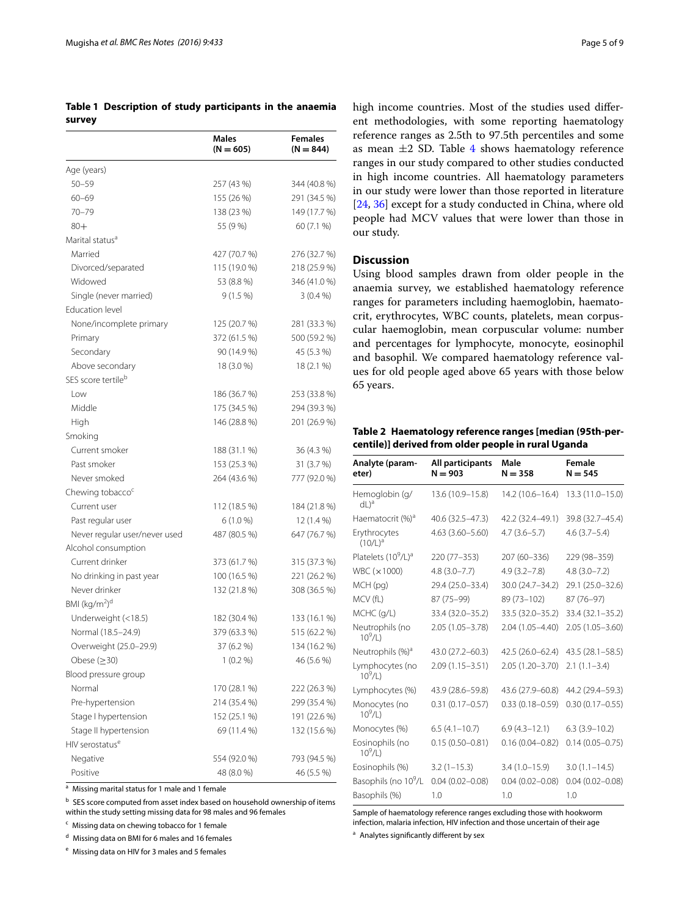**Table 1 Description of study participants in the anaemia survey**

| | Males (N = 605) | Females (N = 844) |
|---|---|---|
| Age (years) | | |
| 50–59 | 257 (43 %) | 344 (40.8 %) |
| 60–69 | 155 (26 %) | 291 (34.5 %) |
| 70–79 | 138 (23 %) | 149 (17.7 %) |
| 80+ | 55 (9 %) | 60 (7.1 %) |
| Marital status[a] | | |
| Married | 427 (70.7 %) | 276 (32.7 %) |
| Divorced/separated | 115 (19.0 %) | 218 (25.9 %) |
| Widowed | 53 (8.8 %) | 346 (41.0 %) |
| Single (never married) | 9 (1.5 %) | 3 (0.4 %) |
| Education level | | |
| None/incomplete primary | 125 (20.7 %) | 281 (33.3 %) |
| Primary | 372 (61.5 %) | 500 (59.2 %) |
| Secondary | 90 (14.9 %) | 45 (5.3 %) |
| Above secondary | 18 (3.0 %) | 18 (2.1 %) |
| SES score tertile[b] | | |
| Low | 186 (36.7 %) | 253 (33.8 %) |
| Middle | 175 (34.5 %) | 294 (39.3 %) |
| High | 146 (28.8 %) | 201 (26.9 %) |
| Smoking | | |
| Current smoker | 188 (31.1 %) | 36 (4.3 %) |
| Past smoker | 153 (25.3 %) | 31 (3.7 %) |
| Never smoked | 264 (43.6 %) | 777 (92.0 %) |
| Chewing tobacco[c] | | |
| Current user | 112 (18.5 %) | 184 (21.8 %) |
| Past regular user | 6 (1.0 %) | 12 (1.4 %) |
| Never regular user/never used | 487 (80.5 %) | 647 (76.7 %) |
| Alcohol consumption | | |
| Current drinker | 373 (61.7 %) | 315 (37.3 %) |
| No drinking in past year | 100 (16.5 %) | 221 (26.2 %) |
| Never drinker | 132 (21.8 %) | 308 (36.5 %) |
| BMI (kg/m$^2$)[d] | | |
| Underweight (<18.5) | 182 (30.4 %) | 133 (16.1 %) |
| Normal (18.5–24.9) | 379 (63.3 %) | 515 (62.2 %) |
| Overweight (25.0–29.9) | 37 (6.2 %) | 134 (16.2 %) |
| Obese (≥30) | 1 (0.2 %) | 46 (5.6 %) |
| Blood pressure group | | |
| Normal | 170 (28.1 %) | 222 (26.3 %) |
| Pre-hypertension | 214 (35.4 %) | 299 (35.4 %) |
| Stage I hypertension | 152 (25.1 %) | 191 (22.6 %) |
| Stage II hypertension | 69 (11.4 %) | 132 (15.6 %) |
| HIV serostatus[e] | | |
| Negative | 554 (92.0 %) | 793 (94.5 %) |
| Positive | 48 (8.0 %) | 46 (5.5 %) |

[a] Missing marital status for 1 male and 1 female

[b] SES score computed from asset index based on household ownership of items within the study setting missing data for 98 males and 96 females

[c] Missing data on chewing tobacco for 1 female

[d] Missing data on BMI for 6 males and 16 females

[e] Missing data on HIV for 3 males and 5 females

high income countries. Most of the studies used different methodologies, with some reporting haematology reference ranges as 2.5th to 97.5th percentiles and some as mean ±2 SD. Table 4 shows haematology reference ranges in our study compared to other studies conducted in high income countries. All haematology parameters in our study were lower than those reported in literature [24, 36] except for a study conducted in China, where old people had MCV values that were lower than those in our study.

## Discussion

Using blood samples drawn from older people in the anaemia survey, we established haematology reference ranges for parameters including haemoglobin, haematocrit, erythrocytes, WBC counts, platelets, mean corpuscular haemoglobin, mean corpuscular volume: number and percentages for lymphocyte, monocyte, eosinophil and basophil. We compared haematology reference values for old people aged above 65 years with those below 65 years.

**Table 2 Haematology reference ranges [median (95th-percentile)] derived from older people in rural Uganda**

| Analyte (parameter) | All participants N = 903 | Male N = 358 | Female N = 545 |
|---|---|---|---|
| Hemoglobin (g/dL)[a] | 13.6 (10.9–15.8) | 14.2 (10.6–16.4) | 13.3 (11.0–15.0) |
| Haematocrit (%)[a] | 40.6 (32.5–47.3) | 42.2 (32.4–49.1) | 39.8 (32.7–45.4) |
| Erythrocytes (10/L)[a] | 4.63 (3.60–5.60) | 4.7 (3.6–5.7) | 4.6 (3.7–5.4) |
| Platelets ($10^9$/L)[a] | 220 (77–353) | 207 (60–336) | 229 (98–359) |
| WBC (×1000) | 4.8 (3.0–7.7) | 4.9 (3.2–7.8) | 4.8 (3.0–7.2) |
| MCH (pg) | 29.4 (25.0–33.4) | 30.0 (24.7–34.2) | 29.1 (25.0–32.6) |
| MCV (fL) | 87 (75–99) | 89 (73–102) | 87 (76–97) |
| MCHC (g/L) | 33.4 (32.0–35.2) | 33.5 (32.0–35.2) | 33.4 (32.1–35.2) |
| Neutrophils (no $10^9$/L) | 2.05 (1.05–3.78) | 2.04 (1.05–4.40) | 2.05 (1.05–3.60) |
| Neutrophils (%)[a] | 43.0 (27.2–60.3) | 42.5 (26.0–62.4) | 43.5 (28.1–58.5) |
| Lymphocytes (no $10^9$/L) | 2.09 (1.15–3.51) | 2.05 (1.20–3.70) | 2.1 (1.1–3.4) |
| Lymphocytes (%) | 43.9 (28.6–59.8) | 43.6 (27.9–60.8) | 44.2 (29.4–59.3) |
| Monocytes (no $10^9$/L) | 0.31 (0.17–0.57) | 0.33 (0.18–0.59) | 0.30 (0.17–0.55) |
| Monocytes (%) | 6.5 (4.1–10.7) | 6.9 (4.3–12.1) | 6.3 (3.9–10.2) |
| Eosinophils (no $10^9$/L) | 0.15 (0.50–0.81) | 0.16 (0.04–0.82) | 0.14 (0.05–0.75) |
| Eosinophils (%) | 3.2 (1–15.3) | 3.4 (1.0–15.9) | 3.0 (1.1–14.5) |
| Basophils (no $10^9$/L | 0.04 (0.02–0.08) | 0.04 (0.02–0.08) | 0.04 (0.02–0.08) |
| Basophils (%) | 1.0 | 1.0 | 1.0 |

Sample of haematology reference ranges excluding those with hookworm infection, malaria infection, HIV infection and those uncertain of their age

[a] Analytes significantly different by sex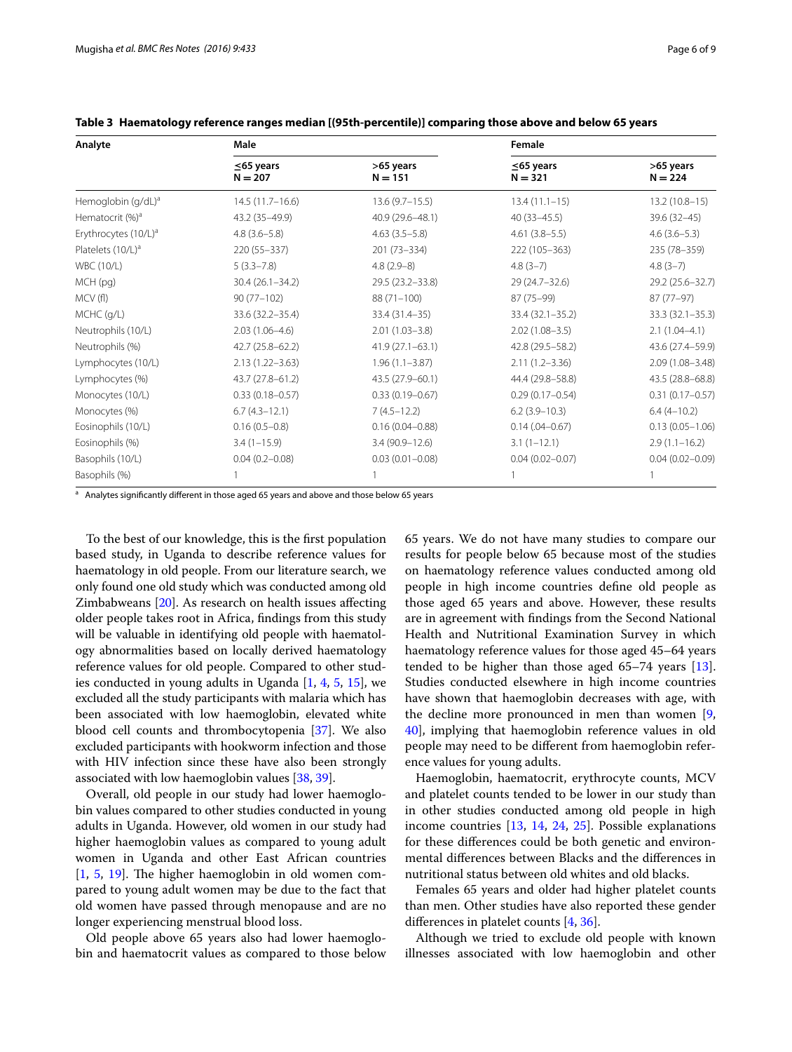**Table 3 Haematology reference ranges median [(95th-percentile)] comparing those above and below 65 years**

| Analyte | Male | | Female | |
|---|---|---|---|---|
| | ≤65 years N = 207 | >65 years N = 151 | ≤65 years N = 321 | >65 years N = 224 |
| Hemoglobin (g/dL)[a] | 14.5 (11.7–16.6) | 13.6 (9.7–15.5) | 13.4 (11.1–15) | 13.2 (10.8–15) |
| Hematocrit (%)[a] | 43.2 (35–49.9) | 40.9 (29.6–48.1) | 40 (33–45.5) | 39.6 (32–45) |
| Erythrocytes (10/L)[a] | 4.8 (3.6–5.8) | 4.63 (3.5–5.8) | 4.61 (3.8–5.5) | 4.6 (3.6–5.3) |
| Platelets (10/L)[a] | 220 (55–337) | 201 (73–334) | 222 (105–363) | 235 (78–359) |
| WBC (10/L) | 5 (3.3–7.8) | 4.8 (2.9–8) | 4.8 (3–7) | 4.8 (3–7) |
| MCH (pg) | 30.4 (26.1–34.2) | 29.5 (23.2–33.8) | 29 (24.7–32.6) | 29.2 (25.6–32.7) |
| MCV (fl) | 90 (77–102) | 88 (71–100) | 87 (75–99) | 87 (77–97) |
| MCHC (g/L) | 33.6 (32.2–35.4) | 33.4 (31.4–35) | 33.4 (32.1–35.2) | 33.3 (32.1–35.3) |
| Neutrophils (10/L) | 2.03 (1.06–4.6) | 2.01 (1.03–3.8) | 2.02 (1.08–3.5) | 2.1 (1.04–4.1) |
| Neutrophils (%) | 42.7 (25.8–62.2) | 41.9 (27.1–63.1) | 42.8 (29.5–58.2) | 43.6 (27.4–59.9) |
| Lymphocytes (10/L) | 2.13 (1.22–3.63) | 1.96 (1.1–3.87) | 2.11 (1.2–3.36) | 2.09 (1.08–3.48) |
| Lymphocytes (%) | 43.7 (27.8–61.2) | 43.5 (27.9–60.1) | 44.4 (29.8–58.8) | 43.5 (28.8–68.8) |
| Monocytes (10/L) | 0.33 (0.18–0.57) | 0.33 (0.19–0.67) | 0.29 (0.17–0.54) | 0.31 (0.17–0.57) |
| Monocytes (%) | 6.7 (4.3–12.1) | 7 (4.5–12.2) | 6.2 (3.9–10.3) | 6.4 (4–10.2) |
| Eosinophils (10/L) | 0.16 (0.5–0.8) | 0.16 (0.04–0.88) | 0.14 (.04–0.67) | 0.13 (0.05–1.06) |
| Eosinophils (%) | 3.4 (1–15.9) | 3.4 (90.9–12.6) | 3.1 (1–12.1) | 2.9 (1.1–16.2) |
| Basophils (10/L) | 0.04 (0.2–0.08) | 0.03 (0.01–0.08) | 0.04 (0.02–0.07) | 0.04 (0.02–0.09) |
| Basophils (%) | 1 | 1 | 1 | 1 |

[a] Analytes significantly different in those aged 65 years and above and those below 65 years

To the best of our knowledge, this is the first population based study, in Uganda to describe reference values for haematology in old people. From our literature search, we only found one old study which was conducted among old Zimbabweans [20]. As research on health issues affecting older people takes root in Africa, findings from this study will be valuable in identifying old people with haematology abnormalities based on locally derived haematology reference values for old people. Compared to other studies conducted in young adults in Uganda [1, 4, 5, 15], we excluded all the study participants with malaria which has been associated with low haemoglobin, elevated white blood cell counts and thrombocytopenia [37]. We also excluded participants with hookworm infection and those with HIV infection since these have also been strongly associated with low haemoglobin values [38, 39].

Overall, old people in our study had lower haemoglobin values compared to other studies conducted in young adults in Uganda. However, old women in our study had higher haemoglobin values as compared to young adult women in Uganda and other East African countries [1, 5, 19]. The higher haemoglobin in old women compared to young adult women may be due to the fact that old women have passed through menopause and are no longer experiencing menstrual blood loss.

Old people above 65 years also had lower haemoglobin and haematocrit values as compared to those below 65 years. We do not have many studies to compare our results for people below 65 because most of the studies on haematology reference values conducted among old people in high income countries define old people as those aged 65 years and above. However, these results are in agreement with findings from the Second National Health and Nutritional Examination Survey in which haematology reference values for those aged 45–64 years tended to be higher than those aged 65–74 years [13]. Studies conducted elsewhere in high income countries have shown that haemoglobin decreases with age, with the decline more pronounced in men than women [9, 40], implying that haemoglobin reference values in old people may need to be different from haemoglobin reference values for young adults.

Haemoglobin, haematocrit, erythrocyte counts, MCV and platelet counts tended to be lower in our study than in other studies conducted among old people in high income countries [13, 14, 24, 25]. Possible explanations for these differences could be both genetic and environmental differences between Blacks and the differences in nutritional status between old whites and old blacks.

Females 65 years and older had higher platelet counts than men. Other studies have also reported these gender differences in platelet counts [4, 36].

Although we tried to exclude old people with known illnesses associated with low haemoglobin and other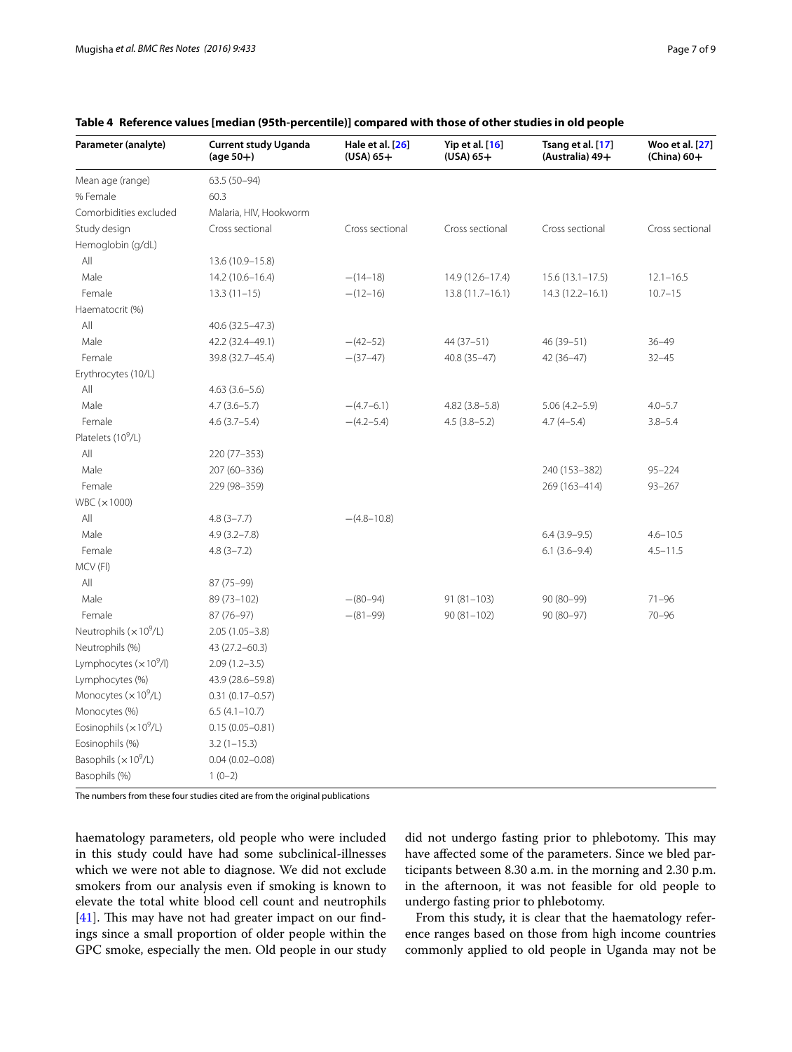**Table 4 Reference values [median (95th-percentile)] compared with those of other studies in old people**

| Parameter (analyte) | Current study Uganda (age 50+) | Hale et al. [26] (USA) 65+ | Yip et al. [16] (USA) 65+ | Tsang et al. [17] (Australia) 49+ | Woo et al. [27] (China) 60+ |
|---|---|---|---|---|---|
| Mean age (range) | 63.5 (50–94) | | | | |
| % Female | 60.3 | | | | |
| Comorbidities excluded | Malaria, HIV, Hookworm | | | | |
| Study design | Cross sectional | Cross sectional | Cross sectional | Cross sectional | Cross sectional |
| Hemoglobin (g/dL) | | | | | |
| All | 13.6 (10.9–15.8) | | | | |
| Male | 14.2 (10.6–16.4) | −(14–18) | 14.9 (12.6–17.4) | 15.6 (13.1–17.5) | 12.1–16.5 |
| Female | 13.3 (11–15) | −(12–16) | 13.8 (11.7–16.1) | 14.3 (12.2–16.1) | 10.7–15 |
| Haematocrit (%) | | | | | |
| All | 40.6 (32.5–47.3) | | | | |
| Male | 42.2 (32.4–49.1) | −(42–52) | 44 (37–51) | 46 (39–51) | 36–49 |
| Female | 39.8 (32.7–45.4) | −(37–47) | 40.8 (35–47) | 42 (36–47) | 32–45 |
| Erythrocytes (10/L) | | | | | |
| All | 4.63 (3.6–5.6) | | | | |
| Male | 4.7 (3.6–5.7) | −(4.7–6.1) | 4.82 (3.8–5.8) | 5.06 (4.2–5.9) | 4.0–5.7 |
| Female | 4.6 (3.7–5.4) | −(4.2–5.4) | 4.5 (3.8–5.2) | 4.7 (4–5.4) | 3.8–5.4 |
| Platelets ($10^9$/L) | | | | | |
| All | 220 (77–353) | | | | |
| Male | 207 (60–336) | | | 240 (153–382) | 95–224 |
| Female | 229 (98–359) | | | 269 (163–414) | 93–267 |
| WBC (×1000) | | | | | |
| All | 4.8 (3–7.7) | −(4.8–10.8) | | | |
| Male | 4.9 (3.2–7.8) | | | 6.4 (3.9–9.5) | 4.6–10.5 |
| Female | 4.8 (3–7.2) | | | 6.1 (3.6–9.4) | 4.5–11.5 |
| MCV (Fl) | | | | | |
| All | 87 (75–99) | | | | |
| Male | 89 (73–102) | −(80–94) | 91 (81–103) | 90 (80–99) | 71–96 |
| Female | 87 (76–97) | −(81–99) | 90 (81–102) | 90 (80–97) | 70–96 |
| Neutrophils ($\times 10^9$/L) | 2.05 (1.05–3.8) | | | | |
| Neutrophils (%) | 43 (27.2–60.3) | | | | |
| Lymphocytes ($\times 10^9$/l) | 2.09 (1.2–3.5) | | | | |
| Lymphocytes (%) | 43.9 (28.6–59.8) | | | | |
| Monocytes ($\times 10^9$/L) | 0.31 (0.17–0.57) | | | | |
| Monocytes (%) | 6.5 (4.1–10.7) | | | | |
| Eosinophils ($\times 10^9$/L) | 0.15 (0.05–0.81) | | | | |
| Eosinophils (%) | 3.2 (1–15.3) | | | | |
| Basophils ($\times 10^9$/L) | 0.04 (0.02–0.08) | | | | |
| Basophils (%) | 1 (0–2) | | | | |

The numbers from these four studies cited are from the original publications

haematology parameters, old people who were included in this study could have had some subclinical-illnesses which we were not able to diagnose. We did not exclude smokers from our analysis even if smoking is known to elevate the total white blood cell count and neutrophils [41]. This may have not had greater impact on our findings since a small proportion of older people within the GPC smoke, especially the men. Old people in our study did not undergo fasting prior to phlebotomy. This may have affected some of the parameters. Since we bled participants between 8.30 a.m. in the morning and 2.30 p.m. in the afternoon, it was not feasible for old people to undergo fasting prior to phlebotomy.

From this study, it is clear that the haematology reference ranges based on those from high income countries commonly applied to old people in Uganda may not be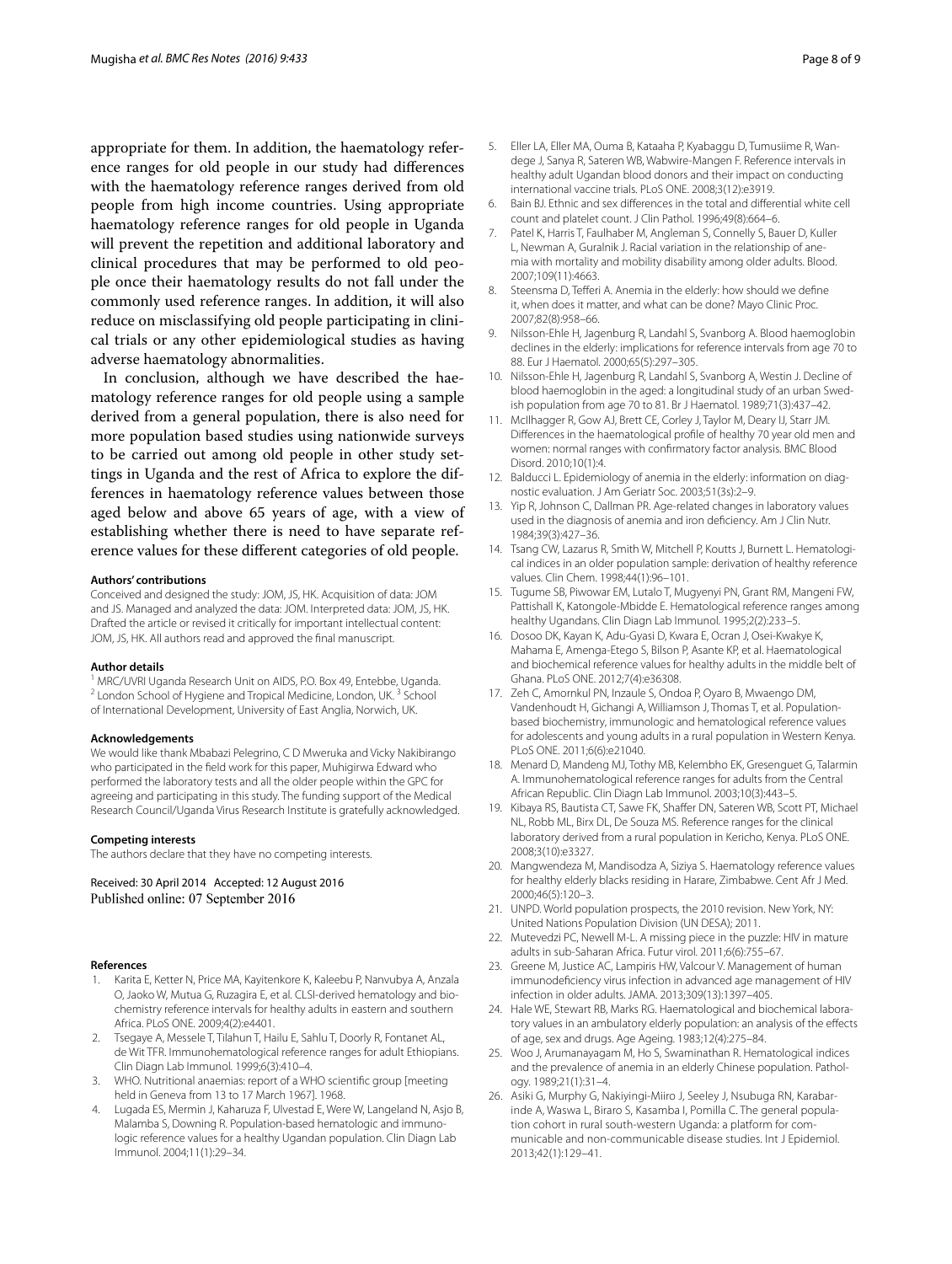appropriate for them. In addition, the haematology reference ranges for old people in our study had differences with the haematology reference ranges derived from old people from high income countries. Using appropriate haematology reference ranges for old people in Uganda will prevent the repetition and additional laboratory and clinical procedures that may be performed to old people once their haematology results do not fall under the commonly used reference ranges. In addition, it will also reduce on misclassifying old people participating in clinical trials or any other epidemiological studies as having adverse haematology abnormalities.

In conclusion, although we have described the haematology reference ranges for old people using a sample derived from a general population, there is also need for more population based studies using nationwide surveys to be carried out among old people in other study settings in Uganda and the rest of Africa to explore the differences in haematology reference values between those aged below and above 65 years of age, with a view of establishing whether there is need to have separate reference values for these different categories of old people.

#### Authors' contributions

Conceived and designed the study: JOM, JS, HK. Acquisition of data: JOM and JS. Managed and analyzed the data: JOM. Interpreted data: JOM, JS, HK. Drafted the article or revised it critically for important intellectual content: JOM, JS, HK. All authors read and approved the final manuscript.

#### Author details

[1] MRC/UVRI Uganda Research Unit on AIDS, P.O. Box 49, Entebbe, Uganda. [2] London School of Hygiene and Tropical Medicine, London, UK. [3] School of International Development, University of East Anglia, Norwich, UK.

#### Acknowledgements

We would like thank Mbabazi Pelegrino, C D Mweruka and Vicky Nakibirango who participated in the field work for this paper, Muhigirwa Edward who performed the laboratory tests and all the older people within the GPC for agreeing and participating in this study. The funding support of the Medical Research Council/Uganda Virus Research Institute is gratefully acknowledged.

#### Competing interests

The authors declare that they have no competing interests.

Received: 30 April 2014 Accepted: 12 August 2016
Published online: 07 September 2016

#### References

1. Karita E, Ketter N, Price MA, Kayitenkore K, Kaleebu P, Nanvubya A, Anzala O, Jaoko W, Mutua G, Ruzagira E, et al. CLSI-derived hematology and biochemistry reference intervals for healthy adults in eastern and southern Africa. PLoS ONE. 2009;4(2):e4401.
2. Tsegaye A, Messele T, Tilahun T, Hailu E, Sahlu T, Doorly R, Fontanet AL, de Wit TFR. Immunohematological reference ranges for adult Ethiopians. Clin Diagn Lab Immunol. 1999;6(3):410–4.
3. WHO. Nutritional anaemias: report of a WHO scientific group [meeting held in Geneva from 13 to 17 March 1967]. 1968.
4. Lugada ES, Mermin J, Kaharuza F, Ulvestad E, Were W, Langeland N, Asjo B, Malamba S, Downing R. Population-based hematologic and immunologic reference values for a healthy Ugandan population. Clin Diagn Lab Immunol. 2004;11(1):29–34.
5. Eller LA, Eller MA, Ouma B, Kataaha P, Kyabaggu D, Tumusiime R, Wandege J, Sanya R, Sateren WB, Wabwire-Mangen F. Reference intervals in healthy adult Ugandan blood donors and their impact on conducting international vaccine trials. PLoS ONE. 2008;3(12):e3919.
6. Bain BJ. Ethnic and sex differences in the total and differential white cell count and platelet count. J Clin Pathol. 1996;49(8):664–6.
7. Patel K, Harris T, Faulhaber M, Angleman S, Connelly S, Bauer D, Kuller L, Newman A, Guralnik J. Racial variation in the relationship of anemia with mortality and mobility disability among older adults. Blood. 2007;109(11):4663.
8. Steensma D, Tefferi A. Anemia in the elderly: how should we define it, when does it matter, and what can be done? Mayo Clinic Proc. 2007;82(8):958–66.
9. Nilsson-Ehle H, Jagenburg R, Landahl S, Svanborg A. Blood haemoglobin declines in the elderly: implications for reference intervals from age 70 to 88. Eur J Haematol. 2000;65(5):297–305.
10. Nilsson-Ehle H, Jagenburg R, Landahl S, Svanborg A, Westin J. Decline of blood haemoglobin in the aged: a longitudinal study of an urban Swedish population from age 70 to 81. Br J Haematol. 1989;71(3):437–42.
11. McIlhagger R, Gow AJ, Brett CE, Corley J, Taylor M, Deary IJ, Starr JM. Differences in the haematological profile of healthy 70 year old men and women: normal ranges with confirmatory factor analysis. BMC Blood Disord. 2010;10(1):4.
12. Balducci L. Epidemiology of anemia in the elderly: information on diagnostic evaluation. J Am Geriatr Soc. 2003;51(3s):2–9.
13. Yip R, Johnson C, Dallman PR. Age-related changes in laboratory values used in the diagnosis of anemia and iron deficiency. Am J Clin Nutr. 1984;39(3):427–36.
14. Tsang CW, Lazarus R, Smith W, Mitchell P, Koutts J, Burnett L. Hematological indices in an older population sample: derivation of healthy reference values. Clin Chem. 1998;44(1):96–101.
15. Tugume SB, Piwowar EM, Lutalo T, Mugyenyi PN, Grant RM, Mangeni FW, Pattishall K, Katongole-Mbidde E. Hematological reference ranges among healthy Ugandans. Clin Diagn Lab Immunol. 1995;2(2):233–5.
16. Dosoo DK, Kayan K, Adu-Gyasi D, Kwara E, Ocran J, Osei-Kwakye K, Mahama E, Amenga-Etego S, Bilson P, Asante KP, et al. Haematological and biochemical reference values for healthy adults in the middle belt of Ghana. PLoS ONE. 2012;7(4):e36308.
17. Zeh C, Amornkul PN, Inzaule S, Ondoa P, Oyaro B, Mwaengo DM, Vandenhoudt H, Gichangi A, Williamson J, Thomas T, et al. Population-based biochemistry, immunologic and hematological reference values for adolescents and young adults in a rural population in Western Kenya. PLoS ONE. 2011;6(6):e21040.
18. Menard D, Mandeng MJ, Tothy MB, Kelembho EK, Gresenguet G, Talarmin A. Immunohematological reference ranges for adults from the Central African Republic. Clin Diagn Lab Immunol. 2003;10(3):443–5.
19. Kibaya RS, Bautista CT, Sawe FK, Shaffer DN, Sateren WB, Scott PT, Michael NL, Robb ML, Birx DL, De Souza MS. Reference ranges for the clinical laboratory derived from a rural population in Kericho, Kenya. PLoS ONE. 2008;3(10):e3327.
20. Mangwendeza M, Mandisodza A, Siziya S. Haematology reference values for healthy elderly blacks residing in Harare, Zimbabwe. Cent Afr J Med. 2000;46(5):120–3.
21. UNPD. World population prospects, the 2010 revision. New York, NY: United Nations Population Division (UN DESA); 2011.
22. Mutevedzi PC, Newell M-L. A missing piece in the puzzle: HIV in mature adults in sub-Saharan Africa. Futur virol. 2011;6(6):755–67.
23. Greene M, Justice AC, Lampiris HW, Valcour V. Management of human immunodeficiency virus infection in advanced age management of HIV infection in older adults. JAMA. 2013;309(13):1397–405.
24. Hale WE, Stewart RB, Marks RG. Haematological and biochemical laboratory values in an ambulatory elderly population: an analysis of the effects of age, sex and drugs. Age Ageing. 1983;12(4):275–84.
25. Woo J, Arumanayagam M, Ho S, Swaminathan R. Hematological indices and the prevalence of anemia in an elderly Chinese population. Pathology. 1989;21(1):31–4.
26. Asiki G, Murphy G, Nakiyingi-Miiro J, Seeley J, Nsubuga RN, Karabarinde A, Waswa L, Biraro S, Kasamba I, Pomilla C. The general population cohort in rural south-western Uganda: a platform for communicable and non-communicable disease studies. Int J Epidemiol. 2013;42(1):129–41.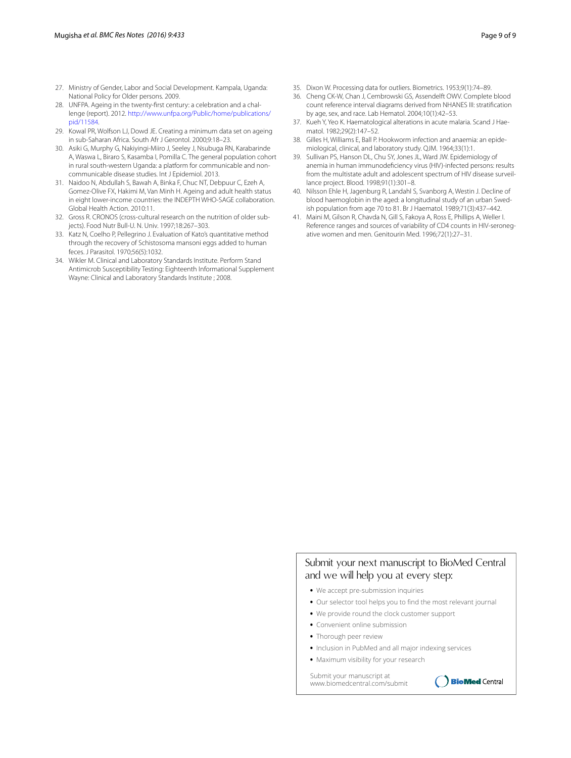27. Ministry of Gender, Labor and Social Development. Kampala, Uganda: National Policy for Older persons. 2009.
28. UNFPA. Ageing in the twenty-first century: a celebration and a challenge (report). 2012. http://www.unfpa.org/Public/home/publications/pid/11584.
29. Kowal PR, Wolfson LJ, Dowd JE. Creating a minimum data set on ageing in sub-Saharan Africa. South Afr J Gerontol. 2000;9:18–23.
30. Asiki G, Murphy G, Nakiyingi-Miiro J, Seeley J, Nsubuga RN, Karabarinde A, Waswa L, Biraro S, Kasamba I, Pomilla C. The general population cohort in rural south-western Uganda: a platform for communicable and non-communicable disease studies. Int J Epidemiol. 2013.
31. Naidoo N, Abdullah S, Bawah A, Binka F, Chuc NT, Debpuur C, Ezeh A, Gomez-Olive FX, Hakimi M, Van Minh H. Ageing and adult health status in eight lower-income countries: the INDEPTH WHO-SAGE collaboration. Global Health Action. 2010:11.
32. Gross R. CRONOS (cross-cultural research on the nutrition of older subjects). Food Nutr Bull-U. N. Univ. 1997;18:267–303.
33. Katz N, Coelho P, Pellegrino J. Evaluation of Kato's quantitative method through the recovery of Schistosoma mansoni eggs added to human feces. J Parasitol. 1970;56(5):1032.
34. Wikler M. Clinical and Laboratory Standards Institute. Perform Stand Antimicrob Susceptibility Testing: Eighteenth Informational Supplement Wayne: Clinical and Laboratory Standards Institute ; 2008.
35. Dixon W. Processing data for outliers. Biometrics. 1953;9(1):74–89.
36. Cheng CK-W, Chan J, Cembrowski GS, Assendelft OWV. Complete blood count reference interval diagrams derived from NHANES III: stratification by age, sex, and race. Lab Hematol. 2004;10(1):42–53.
37. Kueh Y, Yeo K. Haematological alterations in acute malaria. Scand J Haematol. 1982;29(2):147–52.
38. Gilles H, Williams E, Ball P. Hookworm infection and anaemia: an epidemiological, clinical, and laboratory study. QJM. 1964;33(1):1.
39. Sullivan PS, Hanson DL, Chu SY, Jones JL, Ward JW. Epidemiology of anemia in human immunodeficiency virus (HIV)-infected persons: results from the multistate adult and adolescent spectrum of HIV disease surveillance project. Blood. 1998;91(1):301–8.
40. Nilsson Ehle H, Jagenburg R, Landahl S, Svanborg A, Westin J. Decline of blood haemoglobin in the aged: a longitudinal study of an urban Swedish population from age 70 to 81. Br J Haematol. 1989;71(3):437–442.
41. Maini M, Gilson R, Chavda N, Gill S, Fakoya A, Ross E, Phillips A, Weller I. Reference ranges and sources of variability of CD4 counts in HIV-seronegative women and men. Genitourin Med. 1996;72(1):27–31.

Submit your next manuscript to BioMed Central and we will help you at every step:

- We accept pre-submission inquiries
- Our selector tool helps you to find the most relevant journal
- We provide round the clock customer support
- Convenient online submission
- Thorough peer review
- Inclusion in PubMed and all major indexing services
- Maximum visibility for your research

Submit your manuscript at www.biomedcentral.com/submit

BioMed Central